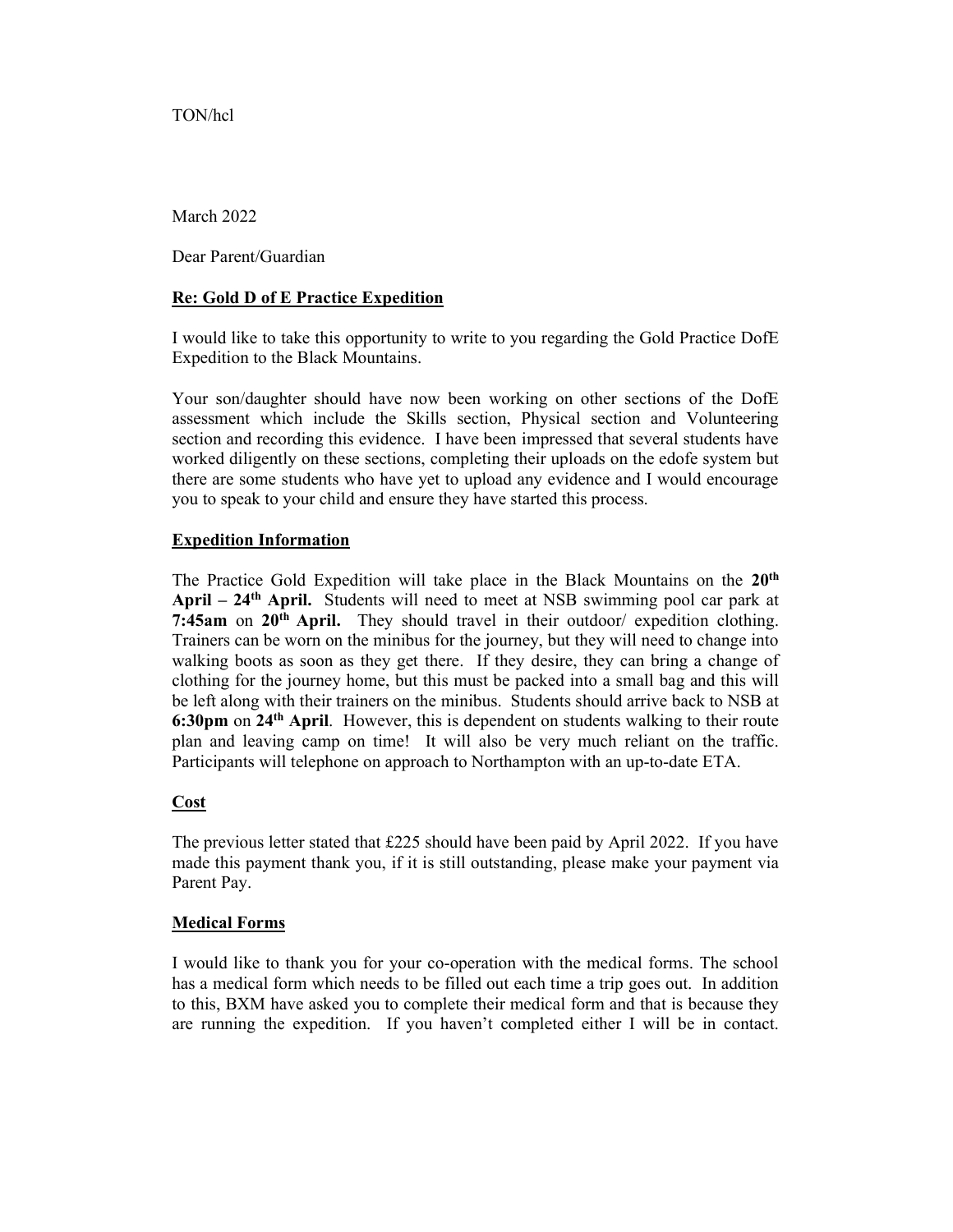TON/hcl

March 2022

Dear Parent/Guardian

**Re: Gold D of E Practice Expedition**

I would like to take this opportunity to write to you regarding the Gold Practice DofE Expedition to the Black Mountains.

Your son/daughter should have now been working on other sections of the DofE assessment which include the Skills section, Physical section and Volunteering section and recording this evidence. I have been impressed that several students have worked diligently on these sections, completing their uploads on the edofe system but there are some students who have yet to upload any evidence and I would encourage you to speak to your child and ensure they have started this process.

**Expedition Information**

The Practice Gold Expedition will take place in the Black Mountains on the **20th April – 24th April.** Students will need to meet at NSB swimming pool car park at **7:45am** on **20th April.** They should travel in their outdoor/ expedition clothing. Trainers can be worn on the minibus for the journey, but they will need to change into walking boots as soon as they get there. If they desire, they can bring a change of clothing for the journey home, but this must be packed into a small bag and this will be left along with their trainers on the minibus. Students should arrive back to NSB at **6:30pm** on **24th April**. However, this is dependent on students walking to their route plan and leaving camp on time! It will also be very much reliant on the traffic. Participants will telephone on approach to Northampton with an up-to-date ETA.

**Cost**

The previous letter stated that £225 should have been paid by April 2022. If you have made this payment thank you, if it is still outstanding, please make your payment via Parent Pay.

**Medical Forms**

I would like to thank you for your co-operation with the medical forms. The school has a medical form which needs to be filled out each time a trip goes out. In addition to this, BXM have asked you to complete their medical form and that is because they are running the expedition. If you haven't completed either I will be in contact.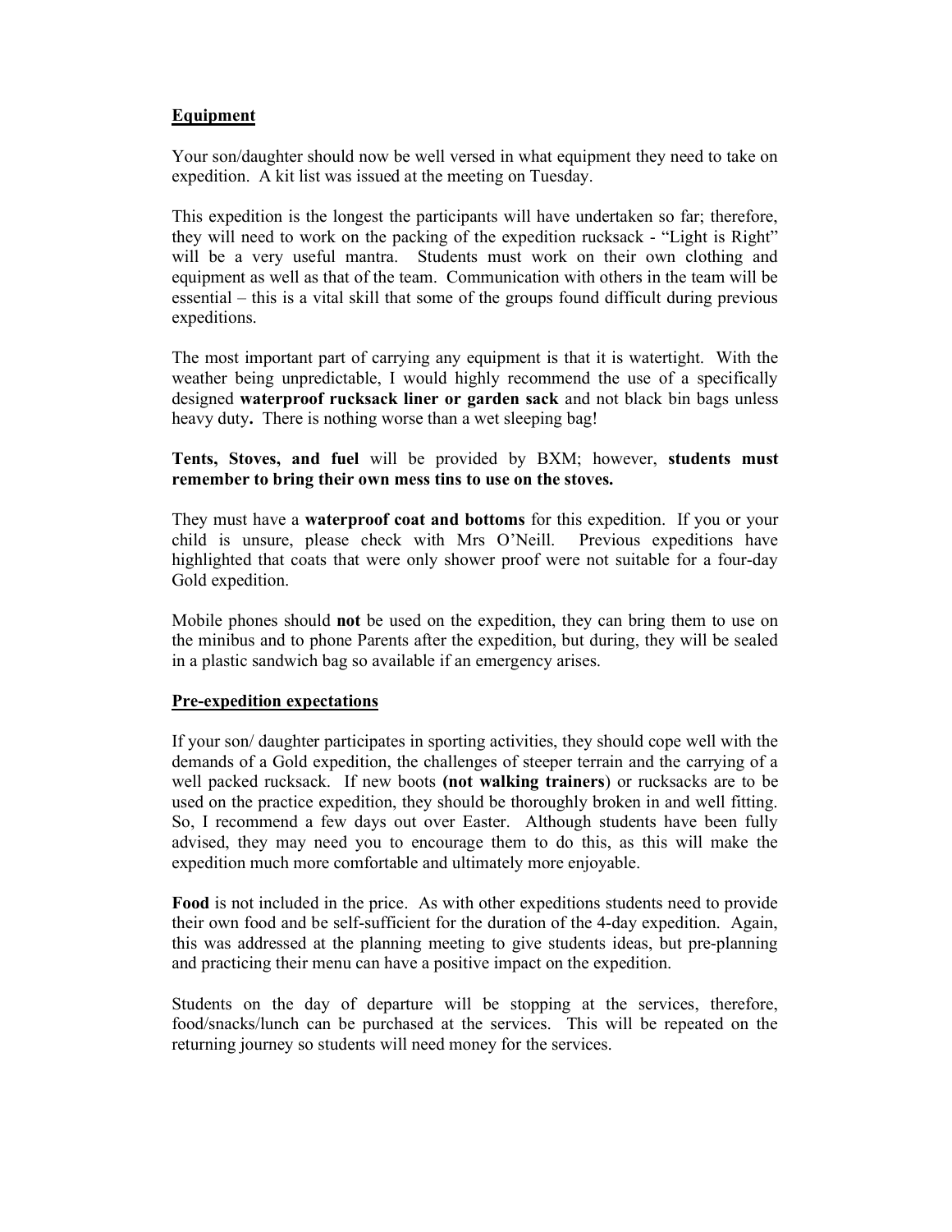## Equipment

Your son/daughter should now be well versed in what equipment they need to take on expedition. A kit list was issued at the meeting on Tuesday.

This expedition is the longest the participants will have undertaken so far; therefore, they will need to work on the packing of the expedition rucksack - "Light is Right" will be a very useful mantra. Students must work on their own clothing and equipment as well as that of the team. Communication with others in the team will be essential – this is a vital skill that some of the groups found difficult during previous expeditions.

The most important part of carrying any equipment is that it is watertight. With the weather being unpredictable, I would highly recommend the use of a specifically designed **waterproof rucksack liner or garden sack** and not black bin bags unless heavy duty**.** There is nothing worse than a wet sleeping bag!

**Tents, Stoves, and fuel** will be provided by BXM; however, **students must remember to bring their own mess tins to use on the stoves.**

They must have a **waterproof coat and bottoms** for this expedition. If you or your child is unsure, please check with Mrs O'Neill. Previous expeditions have highlighted that coats that were only shower proof were not suitable for a four-day Gold expedition.

Mobile phones should **not** be used on the expedition, they can bring them to use on the minibus and to phone Parents after the expedition, but during, they will be sealed in a plastic sandwich bag so available if an emergency arises.

## Pre-expedition expectations

If your son/ daughter participates in sporting activities, they should cope well with the demands of a Gold expedition, the challenges of steeper terrain and the carrying of a well packed rucksack. If new boots **(not walking trainers**) or rucksacks are to be used on the practice expedition, they should be thoroughly broken in and well fitting. So, I recommend a few days out over Easter. Although students have been fully advised, they may need you to encourage them to do this, as this will make the expedition much more comfortable and ultimately more enjoyable.

**Food** is not included in the price. As with other expeditions students need to provide their own food and be self-sufficient for the duration of the 4-day expedition. Again, this was addressed at the planning meeting to give students ideas, but pre-planning and practicing their menu can have a positive impact on the expedition.

Students on the day of departure will be stopping at the services, therefore, food/snacks/lunch can be purchased at the services. This will be repeated on the returning journey so students will need money for the services.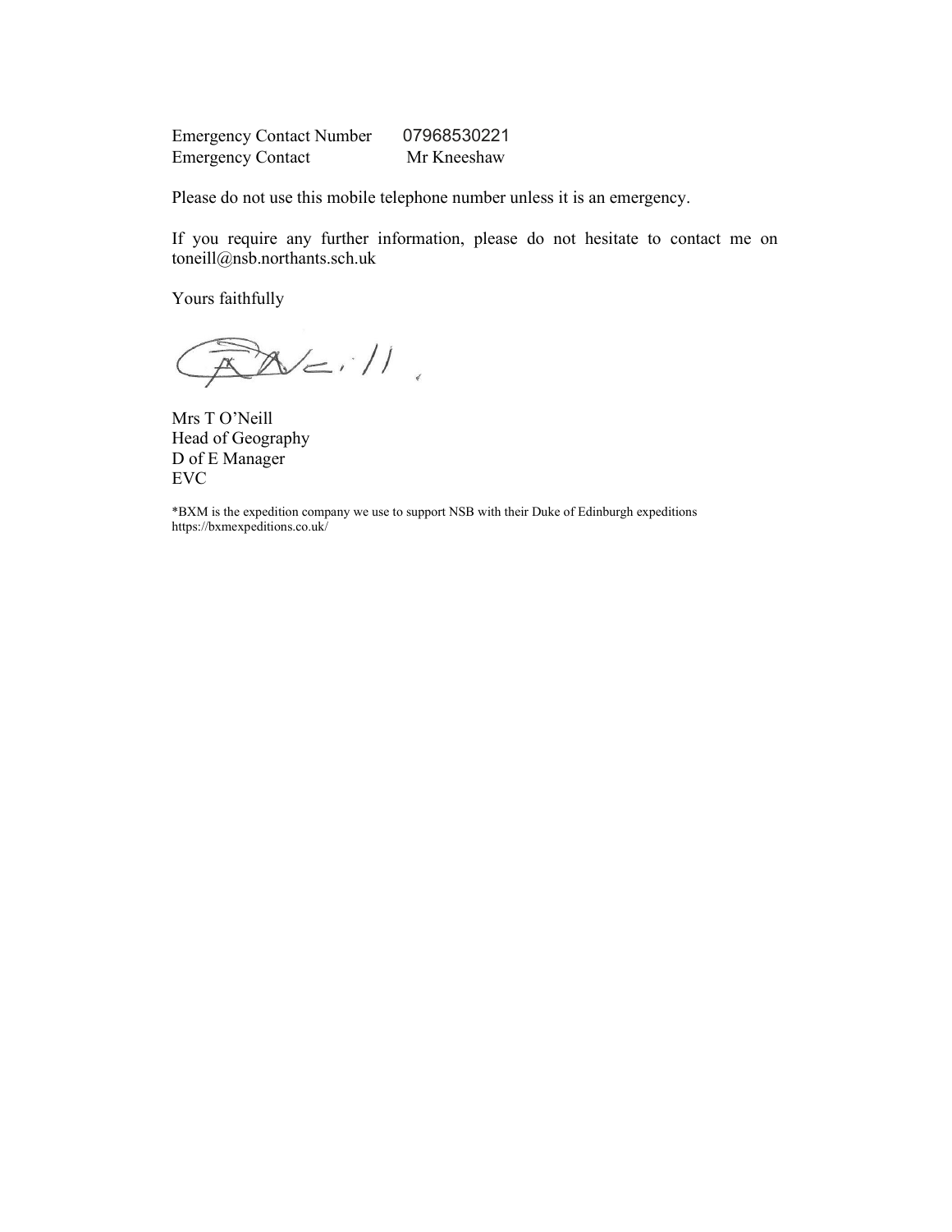Emergency Contact Number 07968530221
Emergency Contact Mr Kneeshaw

Please do not use this mobile telephone number unless it is an emergency.

If you require any further information, please do not hesitate to contact me on toneill@nsb.northants.sch.uk

Yours faithfully

Mrs T O'Neill
Head of Geography
D of E Manager
EVC

*BXM is the expedition company we use to support NSB with their Duke of Edinburgh expeditions
https://bxmexpeditions.co.uk/